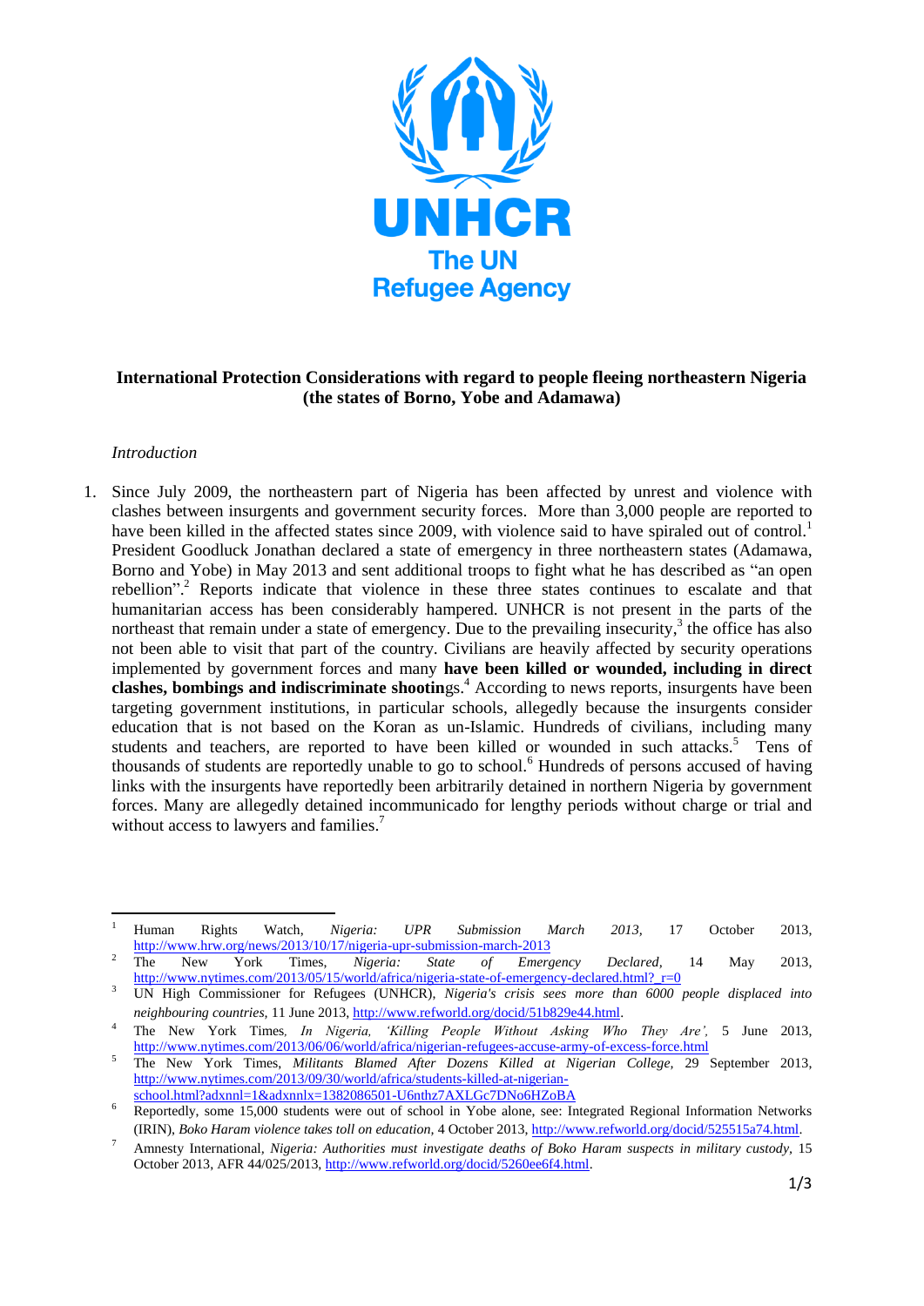**International Protection Considerations with regard to people fleeing northeastern Nigeria (the states of Borno, Yobe and Adamawa)**

*Introduction*

1. Since July 2009, the northeastern part of Nigeria has been affected by unrest and violence with clashes between insurgents and government security forces. More than 3,000 people are reported to have been killed in the affected states since 2009, with violence said to have spiraled out of control.[1] President Goodluck Jonathan declared a state of emergency in three northeastern states (Adamawa, Borno and Yobe) in May 2013 and sent additional troops to fight what he has described as "an open rebellion".[2] Reports indicate that violence in these three states continues to escalate and that humanitarian access has been considerably hampered. UNHCR is not present in the parts of the northeast that remain under a state of emergency. Due to the prevailing insecurity,[3] the office has also not been able to visit that part of the country. Civilians are heavily affected by security operations implemented by government forces and many **have been killed or wounded, including in direct clashes, bombings and indiscriminate shootin**gs.[4] According to news reports, insurgents have been targeting government institutions, in particular schools, allegedly because the insurgents consider education that is not based on the Koran as un-Islamic. Hundreds of civilians, including many students and teachers, are reported to have been killed or wounded in such attacks.[5] Tens of thousands of students are reportedly unable to go to school.[6] Hundreds of persons accused of having links with the insurgents have reportedly been arbitrarily detained in northern Nigeria by government forces. Many are allegedly detained incommunicado for lengthy periods without charge or trial and without access to lawyers and families.[7]

---

[1] Human Rights Watch, *Nigeria: UPR Submission March 2013,* 17 October 2013, http://www.hrw.org/news/2013/10/17/nigeria-upr-submission-march-2013

[2] The New York Times, *Nigeria: State of Emergency Declared,* 14 May 2013, http://www.nytimes.com/2013/05/15/world/africa/nigeria-state-of-emergency-declared.html?_r=0

[3] UN High Commissioner for Refugees (UNHCR), *Nigeria's crisis sees more than 6000 people displaced into neighbouring countries*, 11 June 2013, http://www.refworld.org/docid/51b829e44.html.

[4] The New York Times*, In Nigeria, 'Killing People Without Asking Who They Are',* 5 June 2013, http://www.nytimes.com/2013/06/06/world/africa/nigerian-refugees-accuse-army-of-excess-force.html

[5] The New York Times, *Militants Blamed After Dozens Killed at Nigerian College,* 29 September 2013, http://www.nytimes.com/2013/09/30/world/africa/students-killed-at-nigerian-school.html?adxnnl=1&adxnnlx=1382086501-U6nthz7AXLGc7DNo6HZoBA

[6] Reportedly, some 15,000 students were out of school in Yobe alone, see: Integrated Regional Information Networks (IRIN), *Boko Haram violence takes toll on education,* 4 October 2013, http://www.refworld.org/docid/525515a74.html.

[7] Amnesty International, *Nigeria: Authorities must investigate deaths of Boko Haram suspects in military custody,* 15 October 2013, AFR 44/025/2013, http://www.refworld.org/docid/5260ee6f4.html.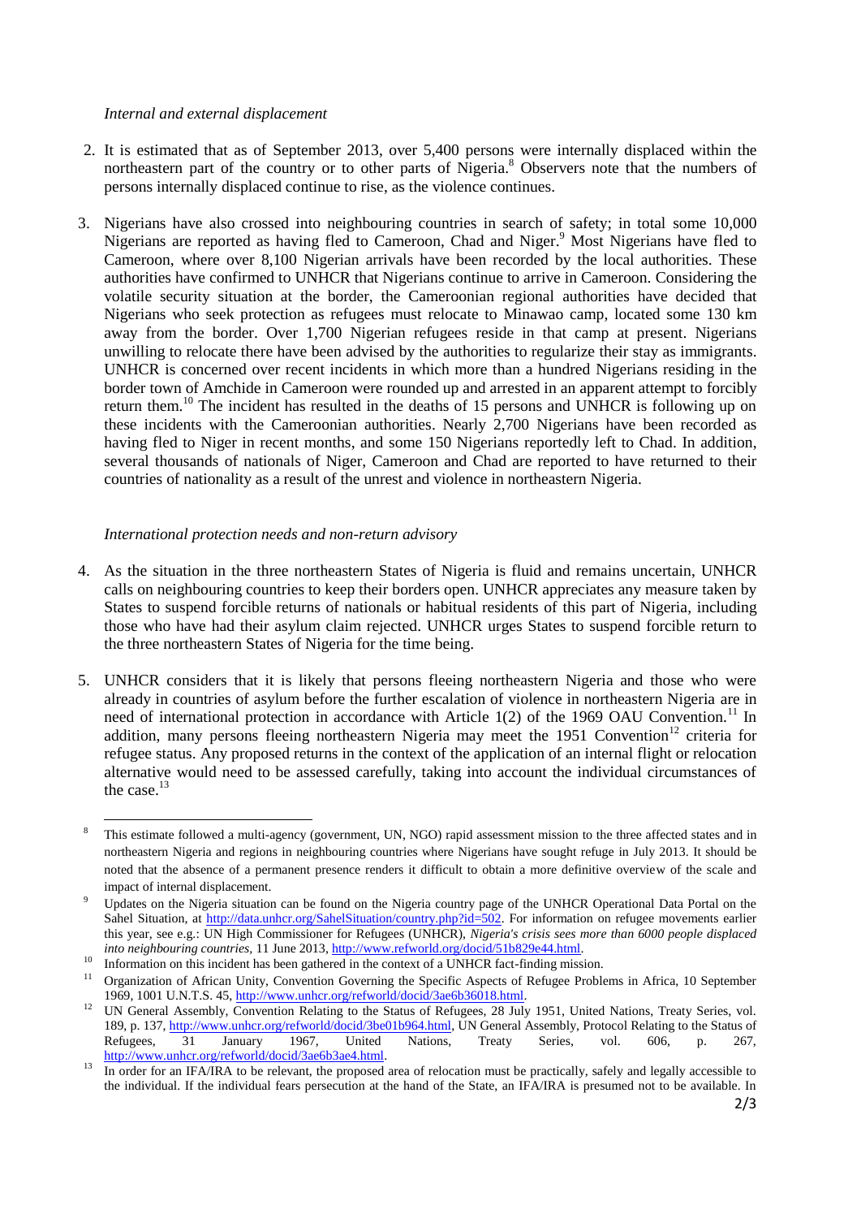*Internal and external displacement*

2. It is estimated that as of September 2013, over 5,400 persons were internally displaced within the northeastern part of the country or to other parts of Nigeria.[8] Observers note that the numbers of persons internally displaced continue to rise, as the violence continues.

3. Nigerians have also crossed into neighbouring countries in search of safety; in total some 10,000 Nigerians are reported as having fled to Cameroon, Chad and Niger.[9] Most Nigerians have fled to Cameroon, where over 8,100 Nigerian arrivals have been recorded by the local authorities. These authorities have confirmed to UNHCR that Nigerians continue to arrive in Cameroon. Considering the volatile security situation at the border, the Cameroonian regional authorities have decided that Nigerians who seek protection as refugees must relocate to Minawao camp, located some 130 km away from the border. Over 1,700 Nigerian refugees reside in that camp at present. Nigerians unwilling to relocate there have been advised by the authorities to regularize their stay as immigrants. UNHCR is concerned over recent incidents in which more than a hundred Nigerians residing in the border town of Amchide in Cameroon were rounded up and arrested in an apparent attempt to forcibly return them.[10] The incident has resulted in the deaths of 15 persons and UNHCR is following up on these incidents with the Cameroonian authorities. Nearly 2,700 Nigerians have been recorded as having fled to Niger in recent months, and some 150 Nigerians reportedly left to Chad. In addition, several thousands of nationals of Niger, Cameroon and Chad are reported to have returned to their countries of nationality as a result of the unrest and violence in northeastern Nigeria.

*International protection needs and non-return advisory*

4. As the situation in the three northeastern States of Nigeria is fluid and remains uncertain, UNHCR calls on neighbouring countries to keep their borders open. UNHCR appreciates any measure taken by States to suspend forcible returns of nationals or habitual residents of this part of Nigeria, including those who have had their asylum claim rejected. UNHCR urges States to suspend forcible return to the three northeastern States of Nigeria for the time being.

5. UNHCR considers that it is likely that persons fleeing northeastern Nigeria and those who were already in countries of asylum before the further escalation of violence in northeastern Nigeria are in need of international protection in accordance with Article 1(2) of the 1969 OAU Convention.[11] In addition, many persons fleeing northeastern Nigeria may meet the 1951 Convention[12] criteria for refugee status. Any proposed returns in the context of the application of an internal flight or relocation alternative would need to be assessed carefully, taking into account the individual circumstances of the case.[13]

---

[8] This estimate followed a multi-agency (government, UN, NGO) rapid assessment mission to the three affected states and in northeastern Nigeria and regions in neighbouring countries where Nigerians have sought refuge in July 2013. It should be noted that the absence of a permanent presence renders it difficult to obtain a more definitive overview of the scale and impact of internal displacement.

[9] Updates on the Nigeria situation can be found on the Nigeria country page of the UNHCR Operational Data Portal on the Sahel Situation, at http://data.unhcr.org/SahelSituation/country.php?id=502. For information on refugee movements earlier this year, see e.g.: UN High Commissioner for Refugees (UNHCR), *Nigeria's crisis sees more than 6000 people displaced into neighbouring countries*, 11 June 2013, http://www.refworld.org/docid/51b829e44.html.

[10] Information on this incident has been gathered in the context of a UNHCR fact-finding mission.

[11] Organization of African Unity, Convention Governing the Specific Aspects of Refugee Problems in Africa, 10 September 1969, 1001 U.N.T.S. 45, http://www.unhcr.org/refworld/docid/3ae6b36018.html.

[12] UN General Assembly, Convention Relating to the Status of Refugees, 28 July 1951, United Nations, Treaty Series, vol. 189, p. 137, http://www.unhcr.org/refworld/docid/3be01b964.html, UN General Assembly, Protocol Relating to the Status of Refugees, 31 January 1967, United Nations, Treaty Series, vol. 606, p. 267, http://www.unhcr.org/refworld/docid/3ae6b3ae4.html.

[13] In order for an IFA/IRA to be relevant, the proposed area of relocation must be practically, safely and legally accessible to the individual. If the individual fears persecution at the hand of the State, an IFA/IRA is presumed not to be available. In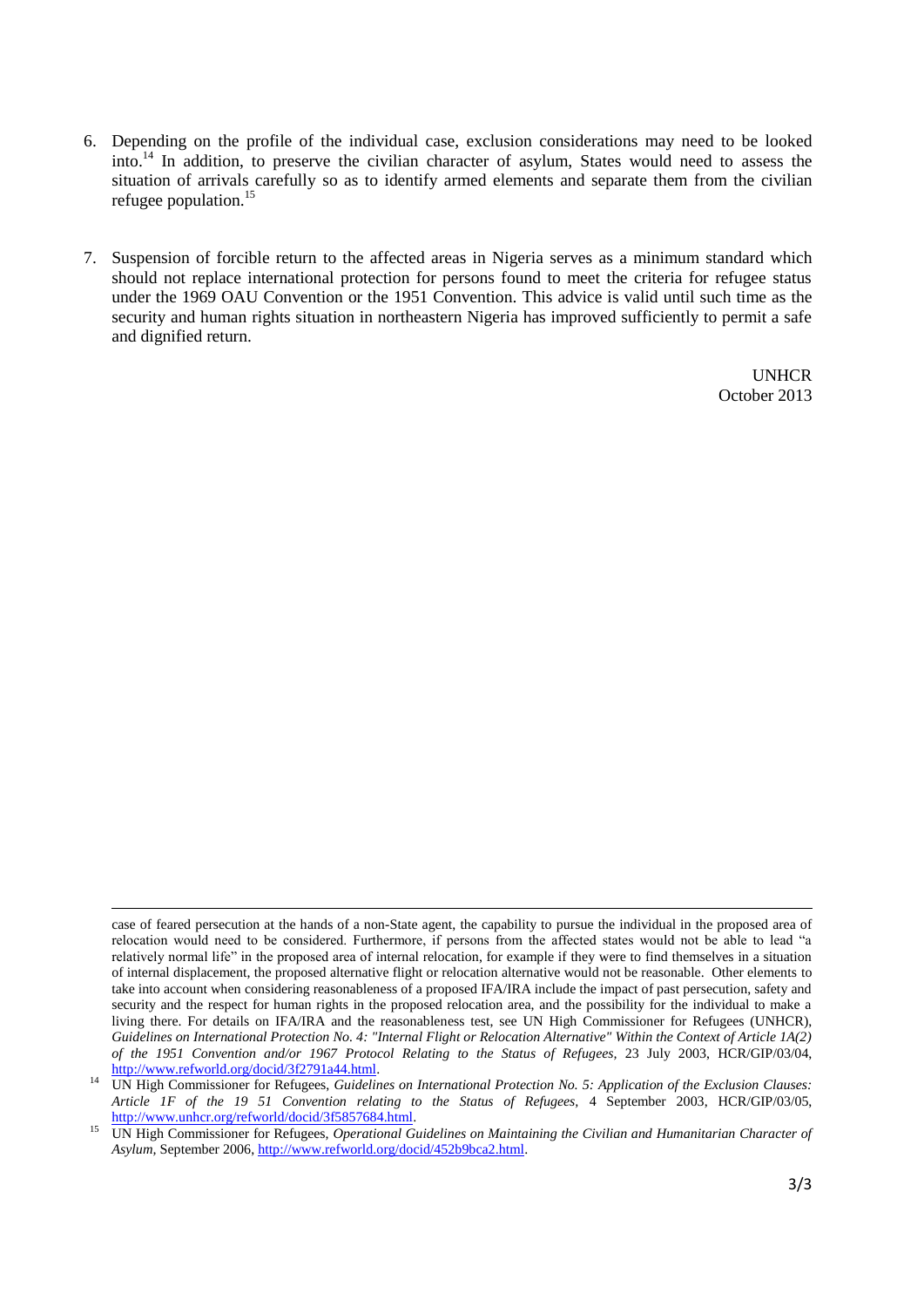6. Depending on the profile of the individual case, exclusion considerations may need to be looked into.[14] In addition, to preserve the civilian character of asylum, States would need to assess the situation of arrivals carefully so as to identify armed elements and separate them from the civilian refugee population.[15]

7. Suspension of forcible return to the affected areas in Nigeria serves as a minimum standard which should not replace international protection for persons found to meet the criteria for refugee status under the 1969 OAU Convention or the 1951 Convention. This advice is valid until such time as the security and human rights situation in northeastern Nigeria has improved sufficiently to permit a safe and dignified return.

UNHCR
October 2013

---

case of feared persecution at the hands of a non-State agent, the capability to pursue the individual in the proposed area of relocation would need to be considered. Furthermore, if persons from the affected states would not be able to lead "a relatively normal life" in the proposed area of internal relocation, for example if they were to find themselves in a situation of internal displacement, the proposed alternative flight or relocation alternative would not be reasonable. Other elements to take into account when considering reasonableness of a proposed IFA/IRA include the impact of past persecution, safety and security and the respect for human rights in the proposed relocation area, and the possibility for the individual to make a living there. For details on IFA/IRA and the reasonableness test, see UN High Commissioner for Refugees (UNHCR), *Guidelines on International Protection No. 4: "Internal Flight or Relocation Alternative" Within the Context of Article 1A(2) of the 1951 Convention and/or 1967 Protocol Relating to the Status of Refugees*, 23 July 2003, HCR/GIP/03/04, http://www.refworld.org/docid/3f2791a44.html.

[14] UN High Commissioner for Refugees, *Guidelines on International Protection No. 5: Application of the Exclusion Clauses: Article 1F of the 19 51 Convention relating to the Status of Refugees*, 4 September 2003, HCR/GIP/03/05, http://www.unhcr.org/refworld/docid/3f5857684.html.

[15] UN High Commissioner for Refugees, *Operational Guidelines on Maintaining the Civilian and Humanitarian Character of Asylum*, September 2006, http://www.refworld.org/docid/452b9bca2.html.